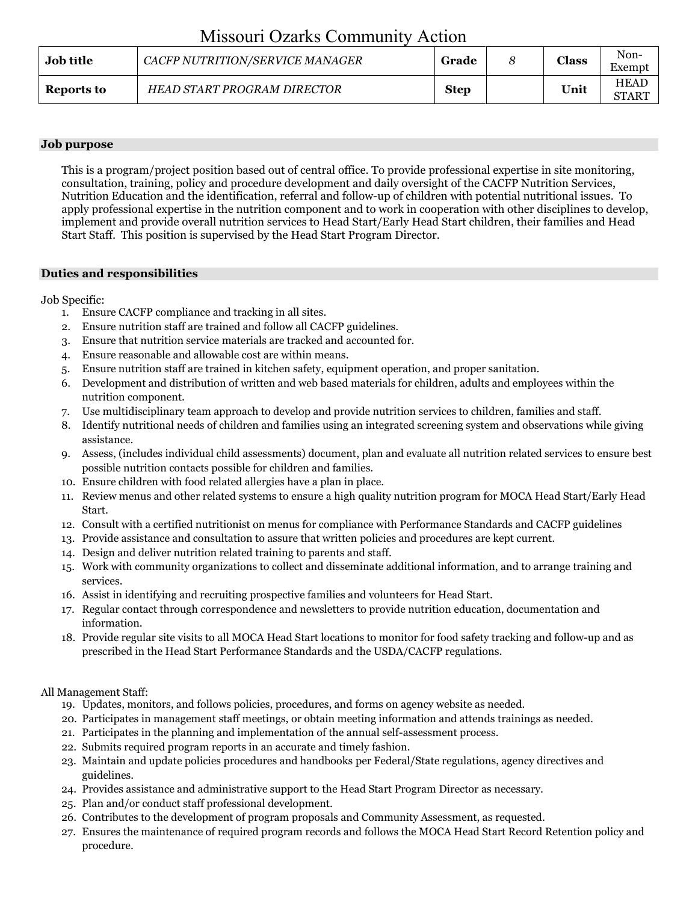# Missouri Ozarks Community Action

| Job title | *CACFP NUTRITION/SERVICE MANAGER* | Grade | *8* | Class | Non-Exempt |
|---|---|---|---|---|---|
| **Reports to** | *HEAD START PROGRAM DIRECTOR* | **Step** | | **Unit** | HEAD START |

## Job purpose

This is a program/project position based out of central office. To provide professional expertise in site monitoring, consultation, training, policy and procedure development and daily oversight of the CACFP Nutrition Services, Nutrition Education and the identification, referral and follow-up of children with potential nutritional issues. To apply professional expertise in the nutrition component and to work in cooperation with other disciplines to develop, implement and provide overall nutrition services to Head Start/Early Head Start children, their families and Head Start Staff. This position is supervised by the Head Start Program Director.

## Duties and responsibilities

Job Specific:

1. Ensure CACFP compliance and tracking in all sites.
2. Ensure nutrition staff are trained and follow all CACFP guidelines.
3. Ensure that nutrition service materials are tracked and accounted for.
4. Ensure reasonable and allowable cost are within means.
5. Ensure nutrition staff are trained in kitchen safety, equipment operation, and proper sanitation.
6. Development and distribution of written and web based materials for children, adults and employees within the nutrition component.
7. Use multidisciplinary team approach to develop and provide nutrition services to children, families and staff.
8. Identify nutritional needs of children and families using an integrated screening system and observations while giving assistance.
9. Assess, (includes individual child assessments) document, plan and evaluate all nutrition related services to ensure best possible nutrition contacts possible for children and families.
10. Ensure children with food related allergies have a plan in place.
11. Review menus and other related systems to ensure a high quality nutrition program for MOCA Head Start/Early Head Start.
12. Consult with a certified nutritionist on menus for compliance with Performance Standards and CACFP guidelines
13. Provide assistance and consultation to assure that written policies and procedures are kept current.
14. Design and deliver nutrition related training to parents and staff.
15. Work with community organizations to collect and disseminate additional information, and to arrange training and services.
16. Assist in identifying and recruiting prospective families and volunteers for Head Start.
17. Regular contact through correspondence and newsletters to provide nutrition education, documentation and information.
18. Provide regular site visits to all MOCA Head Start locations to monitor for food safety tracking and follow-up and as prescribed in the Head Start Performance Standards and the USDA/CACFP regulations.

All Management Staff:

19. Updates, monitors, and follows policies, procedures, and forms on agency website as needed.
20. Participates in management staff meetings, or obtain meeting information and attends trainings as needed.
21. Participates in the planning and implementation of the annual self-assessment process.
22. Submits required program reports in an accurate and timely fashion.
23. Maintain and update policies procedures and handbooks per Federal/State regulations, agency directives and guidelines.
24. Provides assistance and administrative support to the Head Start Program Director as necessary.
25. Plan and/or conduct staff professional development.
26. Contributes to the development of program proposals and Community Assessment, as requested.
27. Ensures the maintenance of required program records and follows the MOCA Head Start Record Retention policy and procedure.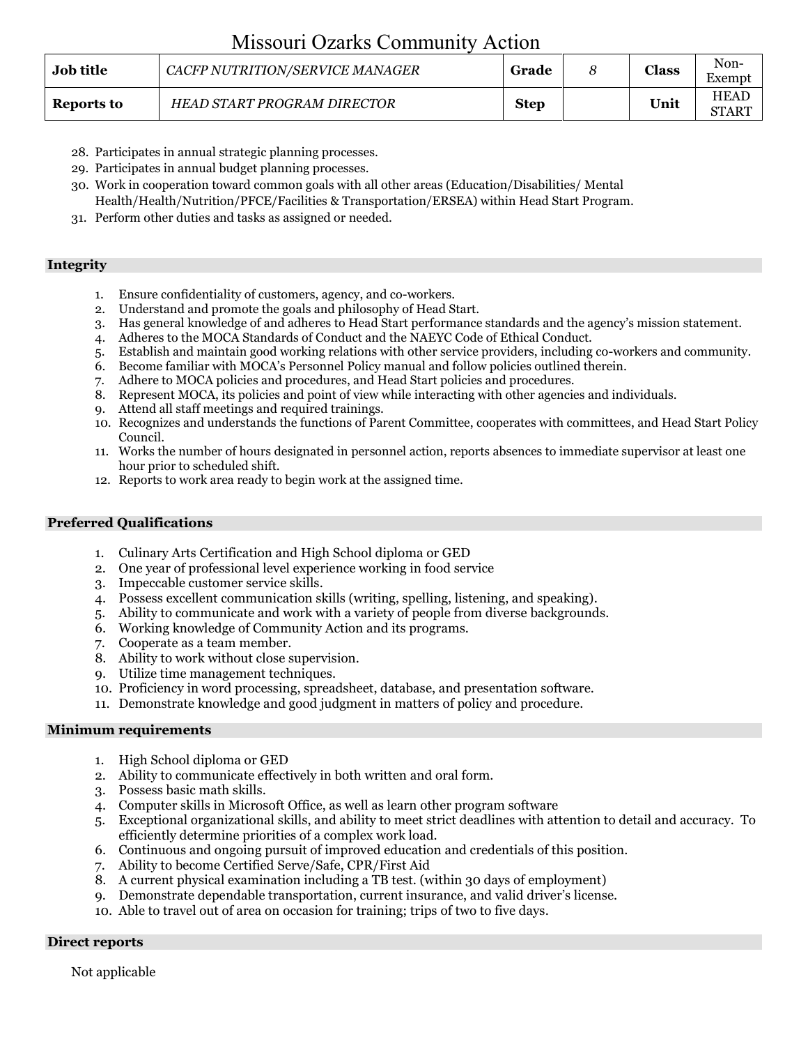# Missouri Ozarks Community Action

| Job title | *CACFP NUTRITION/SERVICE MANAGER* | Grade | *8* | Class | Non-Exempt |
|---|---|---|---|---|---|
| **Reports to** | *HEAD START PROGRAM DIRECTOR* | **Step** | | **Unit** | HEAD START |

28. Participates in annual strategic planning processes.
29. Participates in annual budget planning processes.
30. Work in cooperation toward common goals with all other areas (Education/Disabilities/ Mental Health/Health/Nutrition/PFCE/Facilities & Transportation/ERSEA) within Head Start Program.
31. Perform other duties and tasks as assigned or needed.

## Integrity

1. Ensure confidentiality of customers, agency, and co-workers.
2. Understand and promote the goals and philosophy of Head Start.
3. Has general knowledge of and adheres to Head Start performance standards and the agency's mission statement.
4. Adheres to the MOCA Standards of Conduct and the NAEYC Code of Ethical Conduct.
5. Establish and maintain good working relations with other service providers, including co-workers and community.
6. Become familiar with MOCA's Personnel Policy manual and follow policies outlined therein.
7. Adhere to MOCA policies and procedures, and Head Start policies and procedures.
8. Represent MOCA, its policies and point of view while interacting with other agencies and individuals.
9. Attend all staff meetings and required trainings.
10. Recognizes and understands the functions of Parent Committee, cooperates with committees, and Head Start Policy Council.
11. Works the number of hours designated in personnel action, reports absences to immediate supervisor at least one hour prior to scheduled shift.
12. Reports to work area ready to begin work at the assigned time.

## Preferred Qualifications

1. Culinary Arts Certification and High School diploma or GED
2. One year of professional level experience working in food service
3. Impeccable customer service skills.
4. Possess excellent communication skills (writing, spelling, listening, and speaking).
5. Ability to communicate and work with a variety of people from diverse backgrounds.
6. Working knowledge of Community Action and its programs.
7. Cooperate as a team member.
8. Ability to work without close supervision.
9. Utilize time management techniques.
10. Proficiency in word processing, spreadsheet, database, and presentation software.
11. Demonstrate knowledge and good judgment in matters of policy and procedure.

## Minimum requirements

1. High School diploma or GED
2. Ability to communicate effectively in both written and oral form.
3. Possess basic math skills.
4. Computer skills in Microsoft Office, as well as learn other program software
5. Exceptional organizational skills, and ability to meet strict deadlines with attention to detail and accuracy. To efficiently determine priorities of a complex work load.
6. Continuous and ongoing pursuit of improved education and credentials of this position.
7. Ability to become Certified Serve/Safe, CPR/First Aid
8. A current physical examination including a TB test. (within 30 days of employment)
9. Demonstrate dependable transportation, current insurance, and valid driver's license.
10. Able to travel out of area on occasion for training; trips of two to five days.

## Direct reports

Not applicable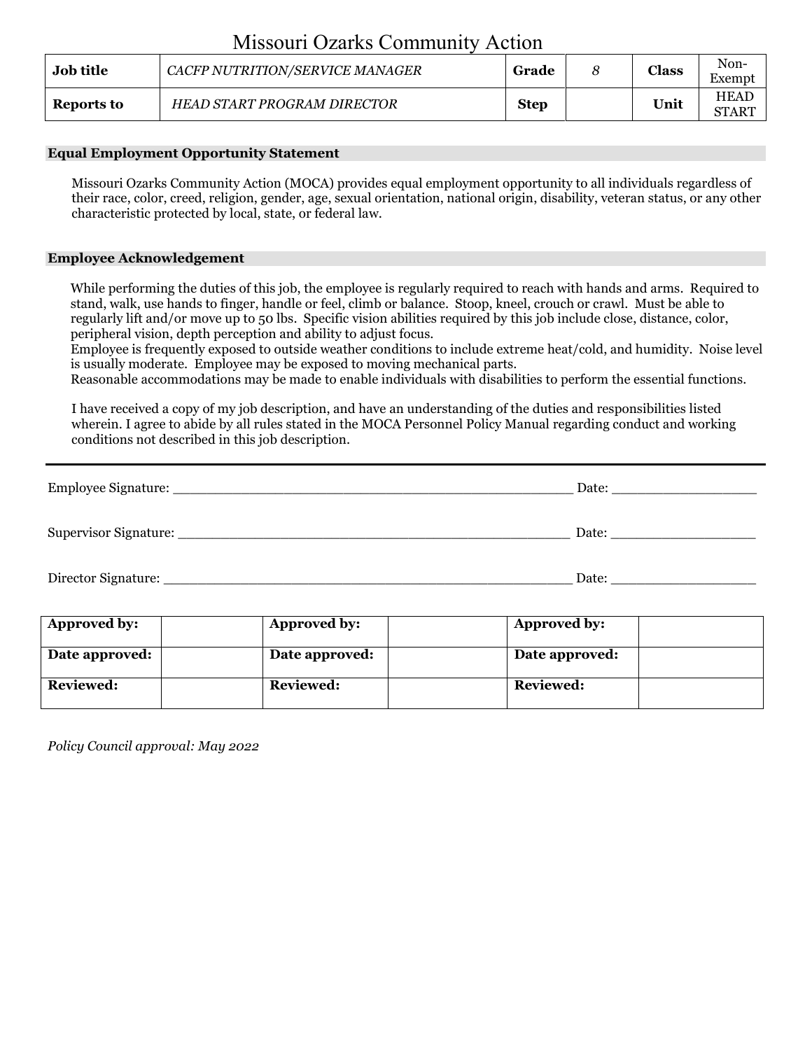# Missouri Ozarks Community Action

| | | | | | |
|---|---|---|---|---|---|
| **Job title** | *CACFP NUTRITION/SERVICE MANAGER* | **Grade** | *8* | **Class** | Non-Exempt |
| **Reports to** | *HEAD START PROGRAM DIRECTOR* | **Step** | | **Unit** | HEAD START |

## Equal Employment Opportunity Statement

Missouri Ozarks Community Action (MOCA) provides equal employment opportunity to all individuals regardless of their race, color, creed, religion, gender, age, sexual orientation, national origin, disability, veteran status, or any other characteristic protected by local, state, or federal law.

## Employee Acknowledgement

While performing the duties of this job, the employee is regularly required to reach with hands and arms. Required to stand, walk, use hands to finger, handle or feel, climb or balance. Stoop, kneel, crouch or crawl. Must be able to regularly lift and/or move up to 50 lbs. Specific vision abilities required by this job include close, distance, color, peripheral vision, depth perception and ability to adjust focus.
Employee is frequently exposed to outside weather conditions to include extreme heat/cold, and humidity. Noise level is usually moderate. Employee may be exposed to moving mechanical parts.
Reasonable accommodations may be made to enable individuals with disabilities to perform the essential functions.

I have received a copy of my job description, and have an understanding of the duties and responsibilities listed wherein. I agree to abide by all rules stated in the MOCA Personnel Policy Manual regarding conduct and working conditions not described in this job description.

---

Employee Signature: __________________________________________________ Date: __________________

Supervisor Signature: _________________________________________________ Date: __________________

Director Signature: ___________________________________________________ Date: __________________

| | | | | | |
|---|---|---|---|---|---|
| **Approved by:** | | **Approved by:** | | **Approved by:** | |
| **Date approved:** | | **Date approved:** | | **Date approved:** | |
| **Reviewed:** | | **Reviewed:** | | **Reviewed:** | |

*Policy Council approval: May 2022*